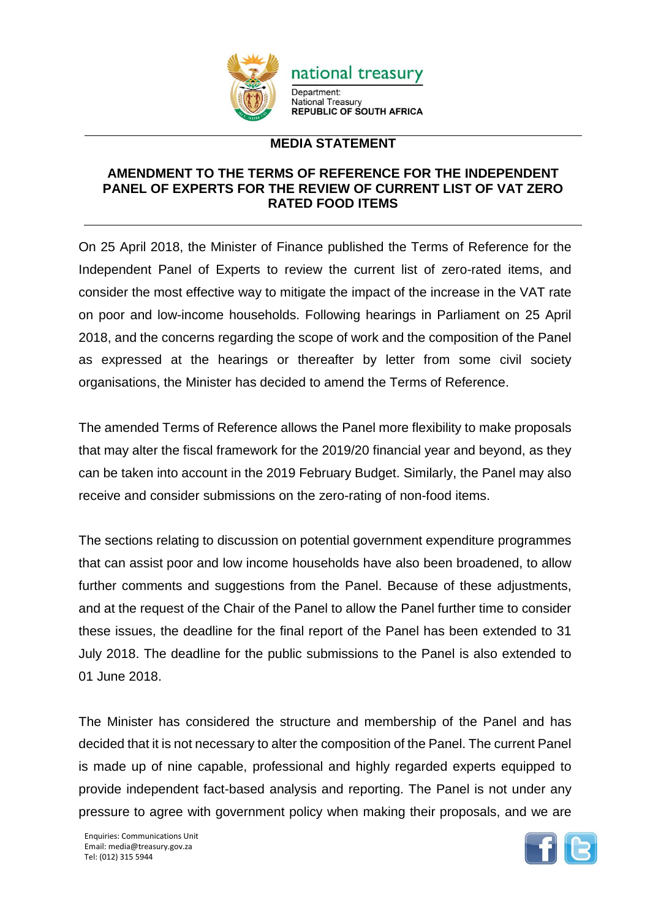national treasury

Department:
National Treasury
**REPUBLIC OF SOUTH AFRICA**

## MEDIA STATEMENT

## AMENDMENT TO THE TERMS OF REFERENCE FOR THE INDEPENDENT PANEL OF EXPERTS FOR THE REVIEW OF CURRENT LIST OF VAT ZERO RATED FOOD ITEMS

On 25 April 2018, the Minister of Finance published the Terms of Reference for the Independent Panel of Experts to review the current list of zero-rated items, and consider the most effective way to mitigate the impact of the increase in the VAT rate on poor and low-income households. Following hearings in Parliament on 25 April 2018, and the concerns regarding the scope of work and the composition of the Panel as expressed at the hearings or thereafter by letter from some civil society organisations, the Minister has decided to amend the Terms of Reference.

The amended Terms of Reference allows the Panel more flexibility to make proposals that may alter the fiscal framework for the 2019/20 financial year and beyond, as they can be taken into account in the 2019 February Budget. Similarly, the Panel may also receive and consider submissions on the zero-rating of non-food items.

The sections relating to discussion on potential government expenditure programmes that can assist poor and low income households have also been broadened, to allow further comments and suggestions from the Panel. Because of these adjustments, and at the request of the Chair of the Panel to allow the Panel further time to consider these issues, the deadline for the final report of the Panel has been extended to 31 July 2018. The deadline for the public submissions to the Panel is also extended to 01 June 2018.

The Minister has considered the structure and membership of the Panel and has decided that it is not necessary to alter the composition of the Panel. The current Panel is made up of nine capable, professional and highly regarded experts equipped to provide independent fact-based analysis and reporting. The Panel is not under any pressure to agree with government policy when making their proposals, and we are

Enquiries: Communications Unit
Email: media@treasury.gov.za
Tel: (012) 315 5944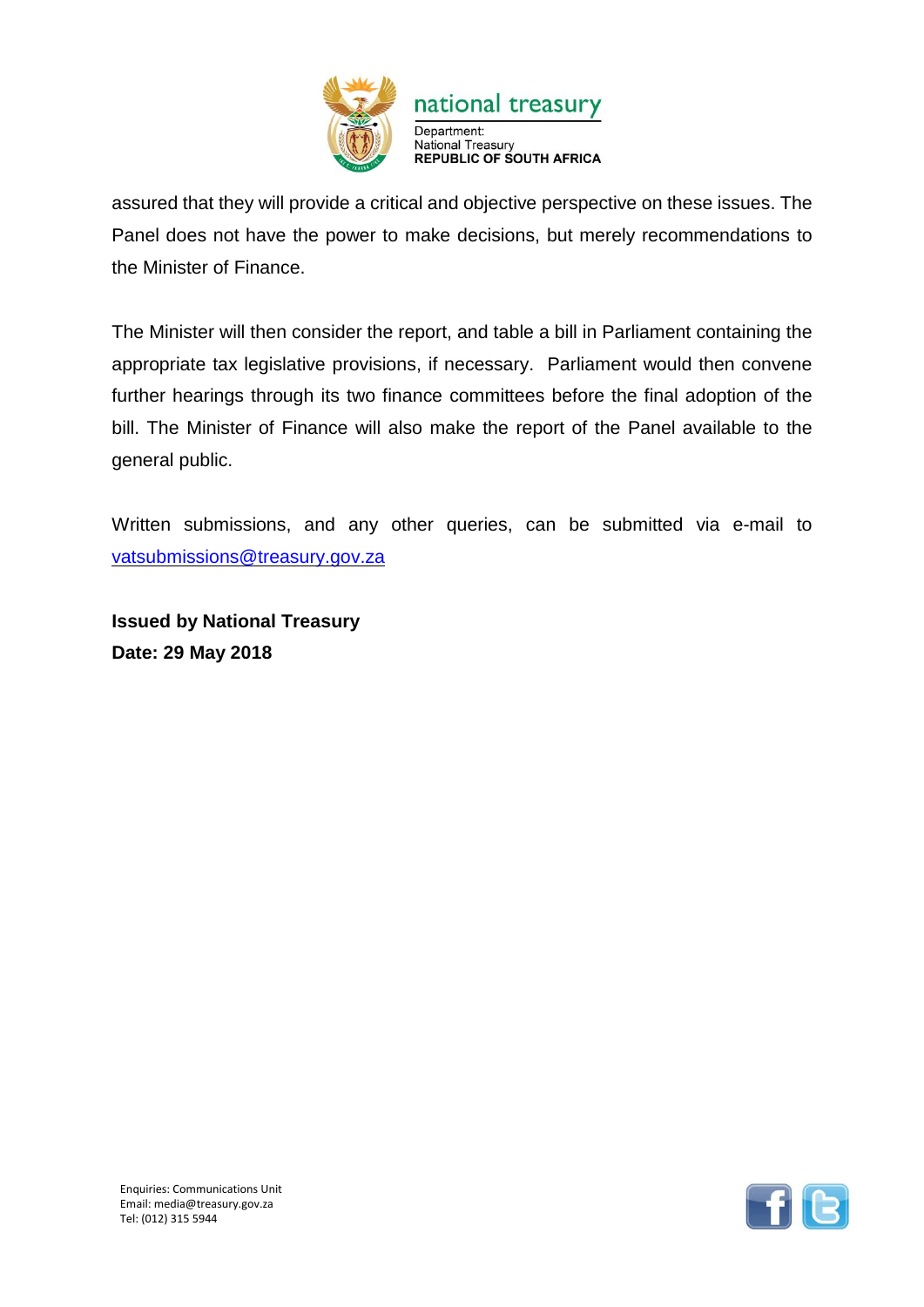assured that they will provide a critical and objective perspective on these issues. The Panel does not have the power to make decisions, but merely recommendations to the Minister of Finance.

The Minister will then consider the report, and table a bill in Parliament containing the appropriate tax legislative provisions, if necessary. Parliament would then convene further hearings through its two finance committees before the final adoption of the bill. The Minister of Finance will also make the report of the Panel available to the general public.

Written submissions, and any other queries, can be submitted via e-mail to vatsubmissions@treasury.gov.za

**Issued by National Treasury**
**Date: 29 May 2018**